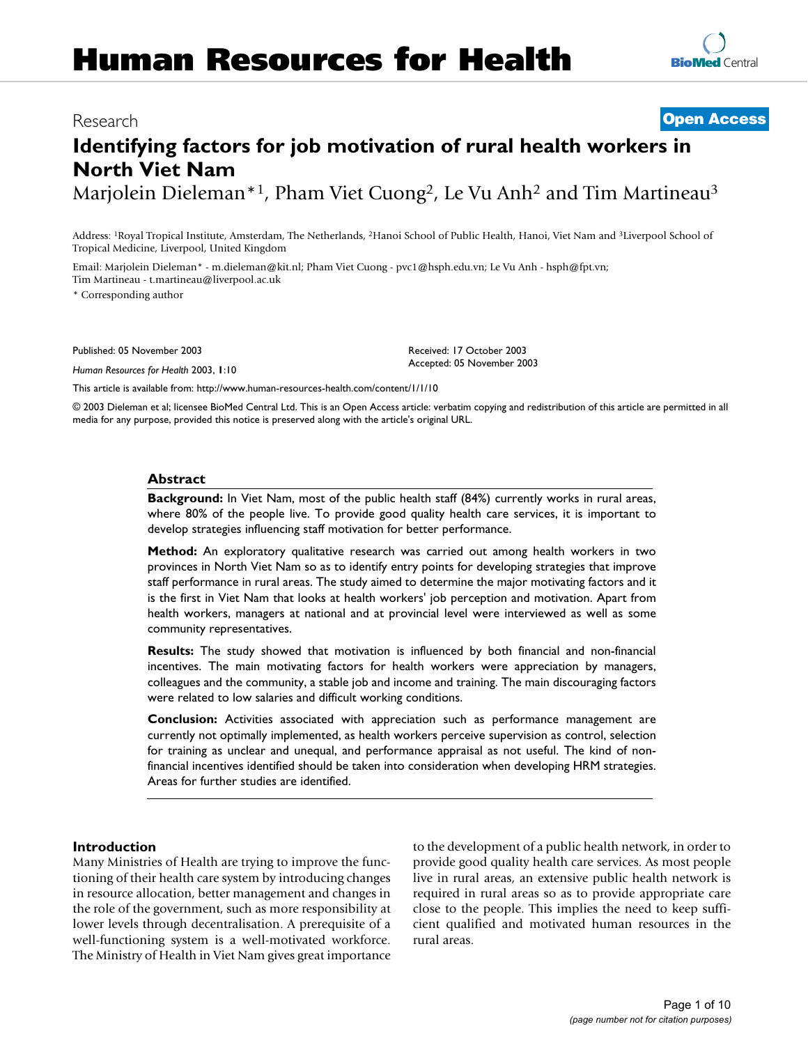# Human Resources for Health

Research

**Open Access**

## Identifying factors for job motivation of rural health workers in North Viet Nam

Marjolein Dieleman*[1], Pham Viet Cuong[2], Le Vu Anh[2] and Tim Martineau[3]

Address: [1]Royal Tropical Institute, Amsterdam, The Netherlands, [2]Hanoi School of Public Health, Hanoi, Viet Nam and [3]Liverpool School of Tropical Medicine, Liverpool, United Kingdom

Email: Marjolein Dieleman* - m.dieleman@kit.nl; Pham Viet Cuong - pvc1@hsph.edu.vn; Le Vu Anh - hsph@fpt.vn; Tim Martineau - t.martineau@liverpool.ac.uk

* Corresponding author

Published: 05 November 2003

*Human Resources for Health* 2003, **1**:10

Received: 17 October 2003
Accepted: 05 November 2003

This article is available from: http://www.human-resources-health.com/content/1/1/10

© 2003 Dieleman et al; licensee BioMed Central Ltd. This is an Open Access article: verbatim copying and redistribution of this article are permitted in all media for any purpose, provided this notice is preserved along with the article's original URL.

### Abstract

**Background:** In Viet Nam, most of the public health staff (84%) currently works in rural areas, where 80% of the people live. To provide good quality health care services, it is important to develop strategies influencing staff motivation for better performance.

**Method:** An exploratory qualitative research was carried out among health workers in two provinces in North Viet Nam so as to identify entry points for developing strategies that improve staff performance in rural areas. The study aimed to determine the major motivating factors and it is the first in Viet Nam that looks at health workers' job perception and motivation. Apart from health workers, managers at national and at provincial level were interviewed as well as some community representatives.

**Results:** The study showed that motivation is influenced by both financial and non-financial incentives. The main motivating factors for health workers were appreciation by managers, colleagues and the community, a stable job and income and training. The main discouraging factors were related to low salaries and difficult working conditions.

**Conclusion:** Activities associated with appreciation such as performance management are currently not optimally implemented, as health workers perceive supervision as control, selection for training as unclear and unequal, and performance appraisal as not useful. The kind of non-financial incentives identified should be taken into consideration when developing HRM strategies. Areas for further studies are identified.

### Introduction

Many Ministries of Health are trying to improve the functioning of their health care system by introducing changes in resource allocation, better management and changes in the role of the government, such as more responsibility at lower levels through decentralisation. A prerequisite of a well-functioning system is a well-motivated workforce. The Ministry of Health in Viet Nam gives great importance to the development of a public health network, in order to provide good quality health care services. As most people live in rural areas, an extensive public health network is required in rural areas so as to provide appropriate care close to the people. This implies the need to keep sufficient qualified and motivated human resources in the rural areas.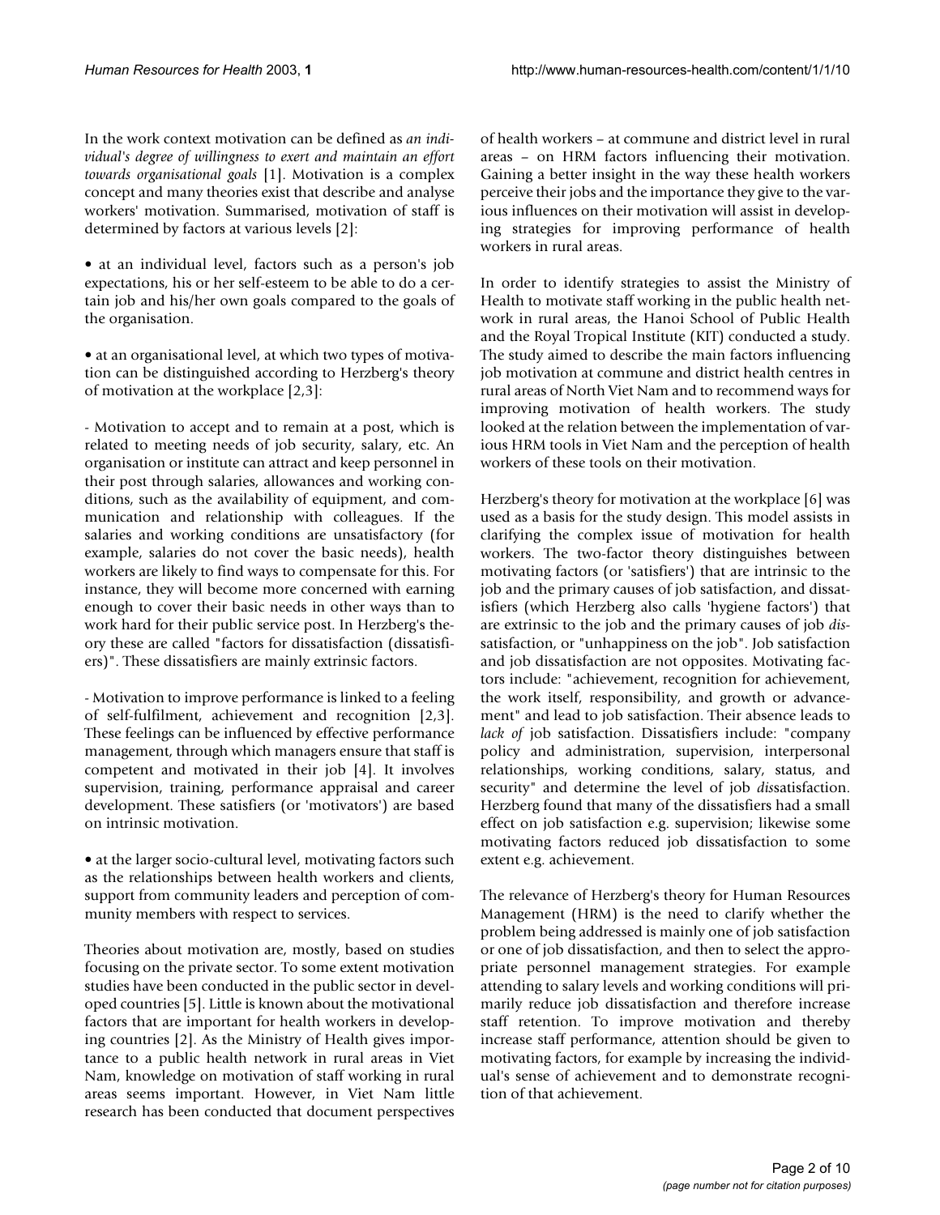In the work context motivation can be defined as *an individual's degree of willingness to exert and maintain an effort towards organisational goals* [1]. Motivation is a complex concept and many theories exist that describe and analyse workers' motivation. Summarised, motivation of staff is determined by factors at various levels [2]:

• at an individual level, factors such as a person's job expectations, his or her self-esteem to be able to do a certain job and his/her own goals compared to the goals of the organisation.

• at an organisational level, at which two types of motivation can be distinguished according to Herzberg's theory of motivation at the workplace [2,3]:

- Motivation to accept and to remain at a post, which is related to meeting needs of job security, salary, etc. An organisation or institute can attract and keep personnel in their post through salaries, allowances and working conditions, such as the availability of equipment, and communication and relationship with colleagues. If the salaries and working conditions are unsatisfactory (for example, salaries do not cover the basic needs), health workers are likely to find ways to compensate for this. For instance, they will become more concerned with earning enough to cover their basic needs in other ways than to work hard for their public service post. In Herzberg's theory these are called "factors for dissatisfaction (dissatisfiers)". These dissatisfiers are mainly extrinsic factors.

- Motivation to improve performance is linked to a feeling of self-fulfilment, achievement and recognition [2,3]. These feelings can be influenced by effective performance management, through which managers ensure that staff is competent and motivated in their job [4]. It involves supervision, training, performance appraisal and career development. These satisfiers (or 'motivators') are based on intrinsic motivation.

• at the larger socio-cultural level, motivating factors such as the relationships between health workers and clients, support from community leaders and perception of community members with respect to services.

Theories about motivation are, mostly, based on studies focusing on the private sector. To some extent motivation studies have been conducted in the public sector in developed countries [5]. Little is known about the motivational factors that are important for health workers in developing countries [2]. As the Ministry of Health gives importance to a public health network in rural areas in Viet Nam, knowledge on motivation of staff working in rural areas seems important. However, in Viet Nam little research has been conducted that document perspectives of health workers – at commune and district level in rural areas – on HRM factors influencing their motivation. Gaining a better insight in the way these health workers perceive their jobs and the importance they give to the various influences on their motivation will assist in developing strategies for improving performance of health workers in rural areas.

In order to identify strategies to assist the Ministry of Health to motivate staff working in the public health network in rural areas, the Hanoi School of Public Health and the Royal Tropical Institute (KIT) conducted a study. The study aimed to describe the main factors influencing job motivation at commune and district health centres in rural areas of North Viet Nam and to recommend ways for improving motivation of health workers. The study looked at the relation between the implementation of various HRM tools in Viet Nam and the perception of health workers of these tools on their motivation.

Herzberg's theory for motivation at the workplace [6] was used as a basis for the study design. This model assists in clarifying the complex issue of motivation for health workers. The two-factor theory distinguishes between motivating factors (or 'satisfiers') that are intrinsic to the job and the primary causes of job satisfaction, and dissatisfiers (which Herzberg also calls 'hygiene factors') that are extrinsic to the job and the primary causes of job *dis*satisfaction, or "unhappiness on the job". Job satisfaction and job dissatisfaction are not opposites. Motivating factors include: "achievement, recognition for achievement, the work itself, responsibility, and growth or advancement" and lead to job satisfaction. Their absence leads to *lack of* job satisfaction. Dissatisfiers include: "company policy and administration, supervision, interpersonal relationships, working conditions, salary, status, and security" and determine the level of job *dis*satisfaction. Herzberg found that many of the dissatisfiers had a small effect on job satisfaction e.g. supervision; likewise some motivating factors reduced job dissatisfaction to some extent e.g. achievement.

The relevance of Herzberg's theory for Human Resources Management (HRM) is the need to clarify whether the problem being addressed is mainly one of job satisfaction or one of job dissatisfaction, and then to select the appropriate personnel management strategies. For example attending to salary levels and working conditions will primarily reduce job dissatisfaction and therefore increase staff retention. To improve motivation and thereby increase staff performance, attention should be given to motivating factors, for example by increasing the individual's sense of achievement and to demonstrate recognition of that achievement.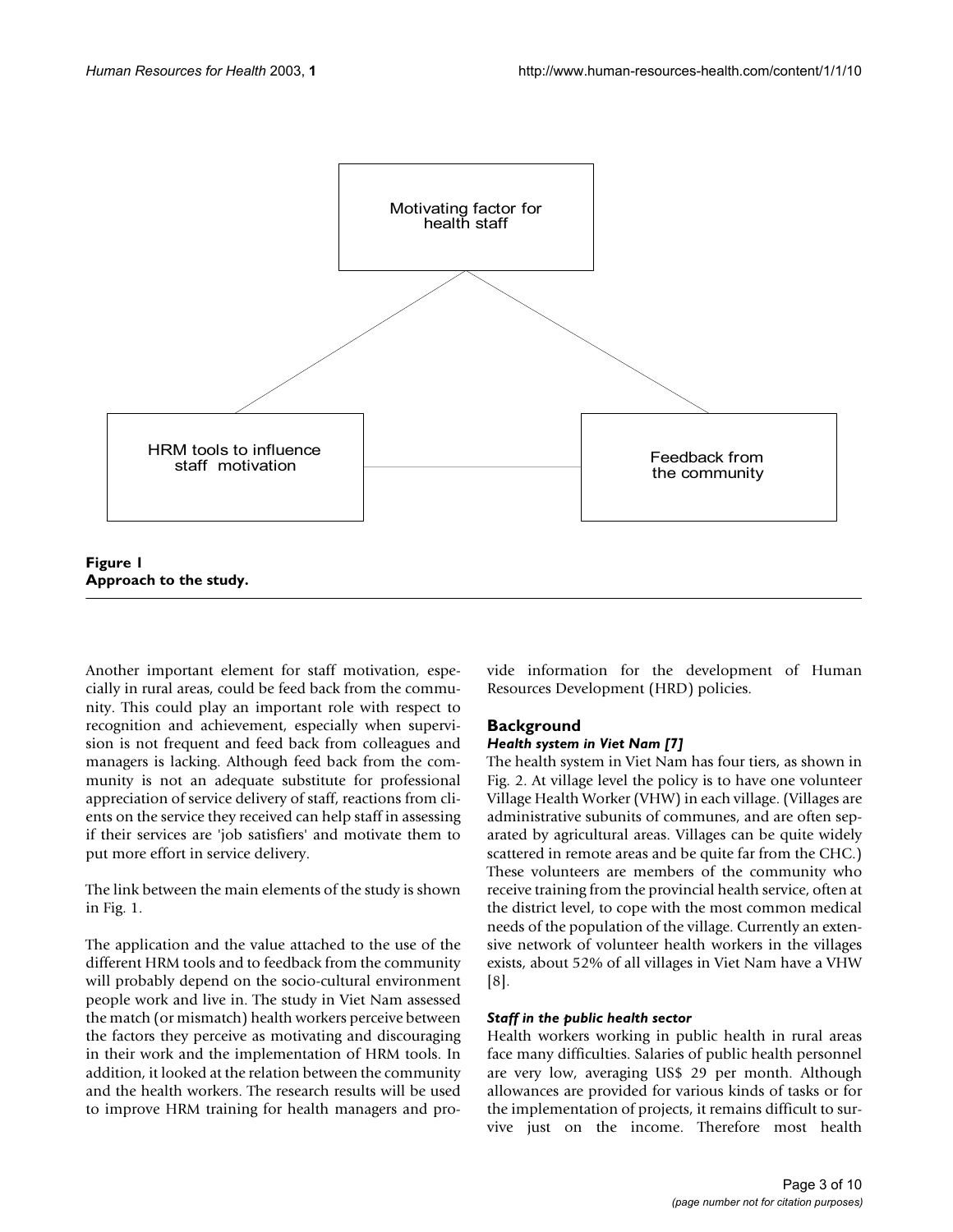Motivating factor for health staff

HRM tools to influence staff motivation

Feedback from the community

**Figure 1**
**Approach to the study.**

Another important element for staff motivation, especially in rural areas, could be feed back from the community. This could play an important role with respect to recognition and achievement, especially when supervision is not frequent and feed back from colleagues and managers is lacking. Although feed back from the community is not an adequate substitute for professional appreciation of service delivery of staff, reactions from clients on the service they received can help staff in assessing if their services are 'job satisfiers' and motivate them to put more effort in service delivery.

The link between the main elements of the study is shown in Fig. 1.

The application and the value attached to the use of the different HRM tools and to feedback from the community will probably depend on the socio-cultural environment people work and live in. The study in Viet Nam assessed the match (or mismatch) health workers perceive between the factors they perceive as motivating and discouraging in their work and the implementation of HRM tools. In addition, it looked at the relation between the community and the health workers. The research results will be used to improve HRM training for health managers and provide information for the development of Human Resources Development (HRD) policies.

## Background

### *Health system in Viet Nam [7]*

The health system in Viet Nam has four tiers, as shown in Fig. 2. At village level the policy is to have one volunteer Village Health Worker (VHW) in each village. (Villages are administrative subunits of communes, and are often separated by agricultural areas. Villages can be quite widely scattered in remote areas and be quite far from the CHC.) These volunteers are members of the community who receive training from the provincial health service, often at the district level, to cope with the most common medical needs of the population of the village. Currently an extensive network of volunteer health workers in the villages exists, about 52% of all villages in Viet Nam have a VHW [8].

### *Staff in the public health sector*

Health workers working in public health in rural areas face many difficulties. Salaries of public health personnel are very low, averaging US$ 29 per month. Although allowances are provided for various kinds of tasks or for the implementation of projects, it remains difficult to survive just on the income. Therefore most health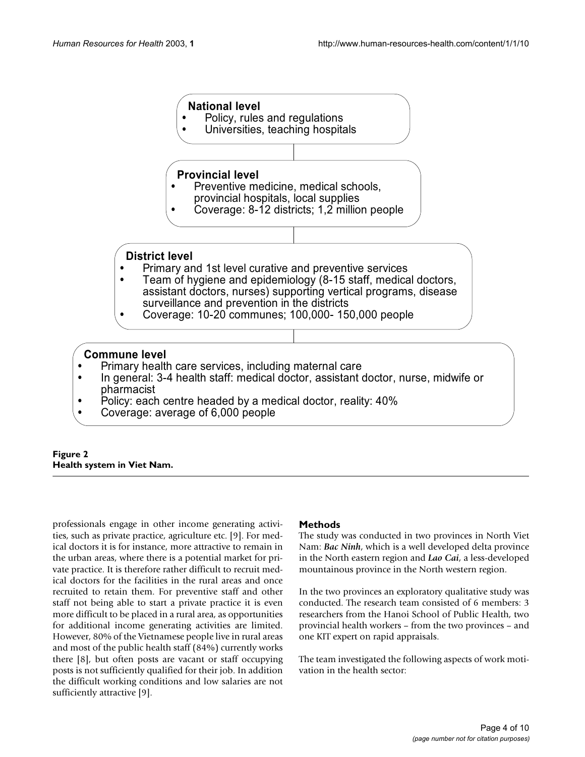**National level**

- Policy, rules and regulations
- Universities, teaching hospitals

**Provincial level**

- Preventive medicine, medical schools, provincial hospitals, local supplies
- Coverage: 8-12 districts; 1,2 million people

**District level**

- Primary and 1st level curative and preventive services
- Team of hygiene and epidemiology (8-15 staff, medical doctors, assistant doctors, nurses) supporting vertical programs, disease surveillance and prevention in the districts
- Coverage: 10-20 communes; 100,000- 150,000 people

**Commune level**

- Primary health care services, including maternal care
- In general: 3-4 health staff: medical doctor, assistant doctor, nurse, midwife or pharmacist
- Policy: each centre headed by a medical doctor, reality: 40%
- Coverage: average of 6,000 people

**Figure 2**
**Health system in Viet Nam.**

professionals engage in other income generating activities, such as private practice, agriculture etc. [9]. For medical doctors it is for instance, more attractive to remain in the urban areas, where there is a potential market for private practice. It is therefore rather difficult to recruit medical doctors for the facilities in the rural areas and once recruited to retain them. For preventive staff and other staff not being able to start a private practice it is even more difficult to be placed in a rural area, as opportunities for additional income generating activities are limited. However, 80% of the Vietnamese people live in rural areas and most of the public health staff (84%) currently works there [8], but often posts are vacant or staff occupying posts is not sufficiently qualified for their job. In addition the difficult working conditions and low salaries are not sufficiently attractive [9].

## Methods

The study was conducted in two provinces in North Viet Nam: ***Bac Ninh***, which is a well developed delta province in the North eastern region and ***Lao Cai***, a less-developed mountainous province in the North western region.

In the two provinces an exploratory qualitative study was conducted. The research team consisted of 6 members: 3 researchers from the Hanoi School of Public Health, two provincial health workers – from the two provinces – and one KIT expert on rapid appraisals.

The team investigated the following aspects of work motivation in the health sector: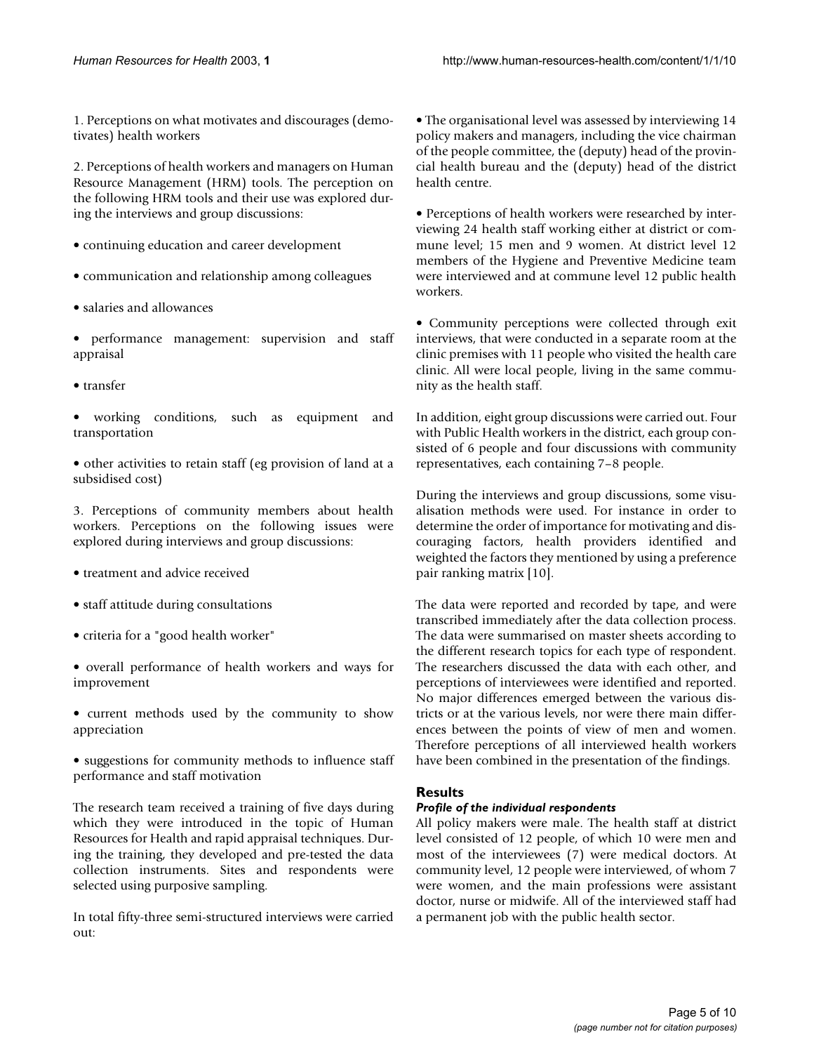1. Perceptions on what motivates and discourages (demotivates) health workers

2. Perceptions of health workers and managers on Human Resource Management (HRM) tools. The perception on the following HRM tools and their use was explored during the interviews and group discussions:

- continuing education and career development
- communication and relationship among colleagues
- salaries and allowances
- performance management: supervision and staff appraisal
- transfer
- working conditions, such as equipment and transportation
- other activities to retain staff (eg provision of land at a subsidised cost)

3. Perceptions of community members about health workers. Perceptions on the following issues were explored during interviews and group discussions:

- treatment and advice received
- staff attitude during consultations
- criteria for a "good health worker"
- overall performance of health workers and ways for improvement
- current methods used by the community to show appreciation
- suggestions for community methods to influence staff performance and staff motivation

The research team received a training of five days during which they were introduced in the topic of Human Resources for Health and rapid appraisal techniques. During the training, they developed and pre-tested the data collection instruments. Sites and respondents were selected using purposive sampling.

In total fifty-three semi-structured interviews were carried out:

- The organisational level was assessed by interviewing 14 policy makers and managers, including the vice chairman of the people committee, the (deputy) head of the provincial health bureau and the (deputy) head of the district health centre.
- Perceptions of health workers were researched by interviewing 24 health staff working either at district or commune level; 15 men and 9 women. At district level 12 members of the Hygiene and Preventive Medicine team were interviewed and at commune level 12 public health workers.
- Community perceptions were collected through exit interviews, that were conducted in a separate room at the clinic premises with 11 people who visited the health care clinic. All were local people, living in the same community as the health staff.

In addition, eight group discussions were carried out. Four with Public Health workers in the district, each group consisted of 6 people and four discussions with community representatives, each containing 7–8 people.

During the interviews and group discussions, some visualisation methods were used. For instance in order to determine the order of importance for motivating and discouraging factors, health providers identified and weighted the factors they mentioned by using a preference pair ranking matrix [10].

The data were reported and recorded by tape, and were transcribed immediately after the data collection process. The data were summarised on master sheets according to the different research topics for each type of respondent. The researchers discussed the data with each other, and perceptions of interviewees were identified and reported. No major differences emerged between the various districts or at the various levels, nor were there main differences between the points of view of men and women. Therefore perceptions of all interviewed health workers have been combined in the presentation of the findings.

## Results

### *Profile of the individual respondents*

All policy makers were male. The health staff at district level consisted of 12 people, of which 10 were men and most of the interviewees (7) were medical doctors. At community level, 12 people were interviewed, of whom 7 were women, and the main professions were assistant doctor, nurse or midwife. All of the interviewed staff had a permanent job with the public health sector.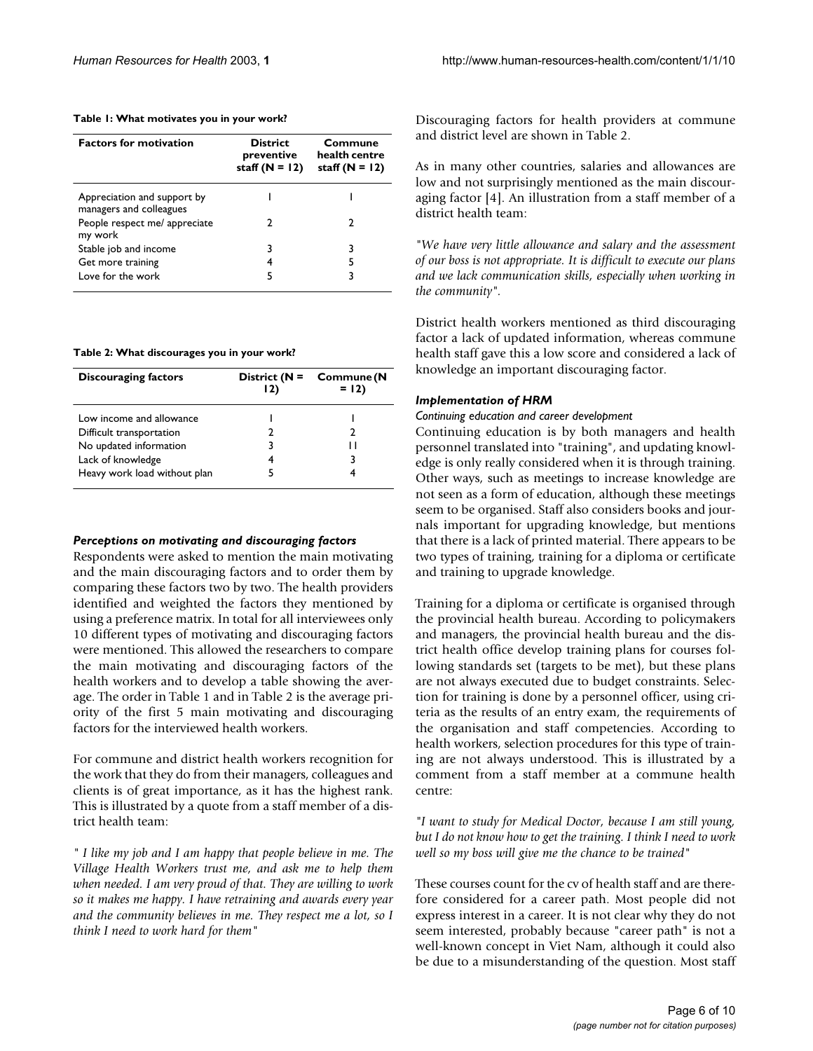**Table 1: What motivates you in your work?**

| Factors for motivation | District preventive staff (N = 12) | Commune health centre staff (N = 12) |
| --- | --- | --- |
| Appreciation and support by managers and colleagues | 1 | 1 |
| People respect me/ appreciate my work | 2 | 2 |
| Stable job and income | 3 | 3 |
| Get more training | 4 | 5 |
| Love for the work | 5 | 3 |

**Table 2: What discourages you in your work?**

| Discouraging factors | District (N = 12) | Commune (N = 12) |
| --- | --- | --- |
| Low income and allowance | 1 | 1 |
| Difficult transportation | 2 | 2 |
| No updated information | 3 | 11 |
| Lack of knowledge | 4 | 3 |
| Heavy work load without plan | 5 | 4 |

### *Perceptions on motivating and discouraging factors*

Respondents were asked to mention the main motivating and the main discouraging factors and to order them by comparing these factors two by two. The health providers identified and weighted the factors they mentioned by using a preference matrix. In total for all interviewees only 10 different types of motivating and discouraging factors were mentioned. This allowed the researchers to compare the main motivating and discouraging factors of the health workers and to develop a table showing the average. The order in Table 1 and in Table 2 is the average priority of the first 5 main motivating and discouraging factors for the interviewed health workers.

For commune and district health workers recognition for the work that they do from their managers, colleagues and clients is of great importance, as it has the highest rank. This is illustrated by a quote from a staff member of a district health team:

*" I like my job and I am happy that people believe in me. The Village Health Workers trust me, and ask me to help them when needed. I am very proud of that. They are willing to work so it makes me happy. I have retraining and awards every year and the community believes in me. They respect me a lot, so I think I need to work hard for them"*

Discouraging factors for health providers at commune and district level are shown in Table 2.

As in many other countries, salaries and allowances are low and not surprisingly mentioned as the main discouraging factor [4]. An illustration from a staff member of a district health team:

*"We have very little allowance and salary and the assessment of our boss is not appropriate. It is difficult to execute our plans and we lack communication skills, especially when working in the community".*

District health workers mentioned as third discouraging factor a lack of updated information, whereas commune health staff gave this a low score and considered a lack of knowledge an important discouraging factor.

### *Implementation of HRM*

#### *Continuing education and career development*

Continuing education is by both managers and health personnel translated into "training", and updating knowledge is only really considered when it is through training. Other ways, such as meetings to increase knowledge are not seen as a form of education, although these meetings seem to be organised. Staff also considers books and journals important for upgrading knowledge, but mentions that there is a lack of printed material. There appears to be two types of training, training for a diploma or certificate and training to upgrade knowledge.

Training for a diploma or certificate is organised through the provincial health bureau. According to policymakers and managers, the provincial health bureau and the district health office develop training plans for courses following standards set (targets to be met), but these plans are not always executed due to budget constraints. Selection for training is done by a personnel officer, using criteria as the results of an entry exam, the requirements of the organisation and staff competencies. According to health workers, selection procedures for this type of training are not always understood. This is illustrated by a comment from a staff member at a commune health centre:

*"I want to study for Medical Doctor, because I am still young, but I do not know how to get the training. I think I need to work well so my boss will give me the chance to be trained"*

These courses count for the cv of health staff and are therefore considered for a career path. Most people did not express interest in a career. It is not clear why they do not seem interested, probably because "career path" is not a well-known concept in Viet Nam, although it could also be due to a misunderstanding of the question. Most staff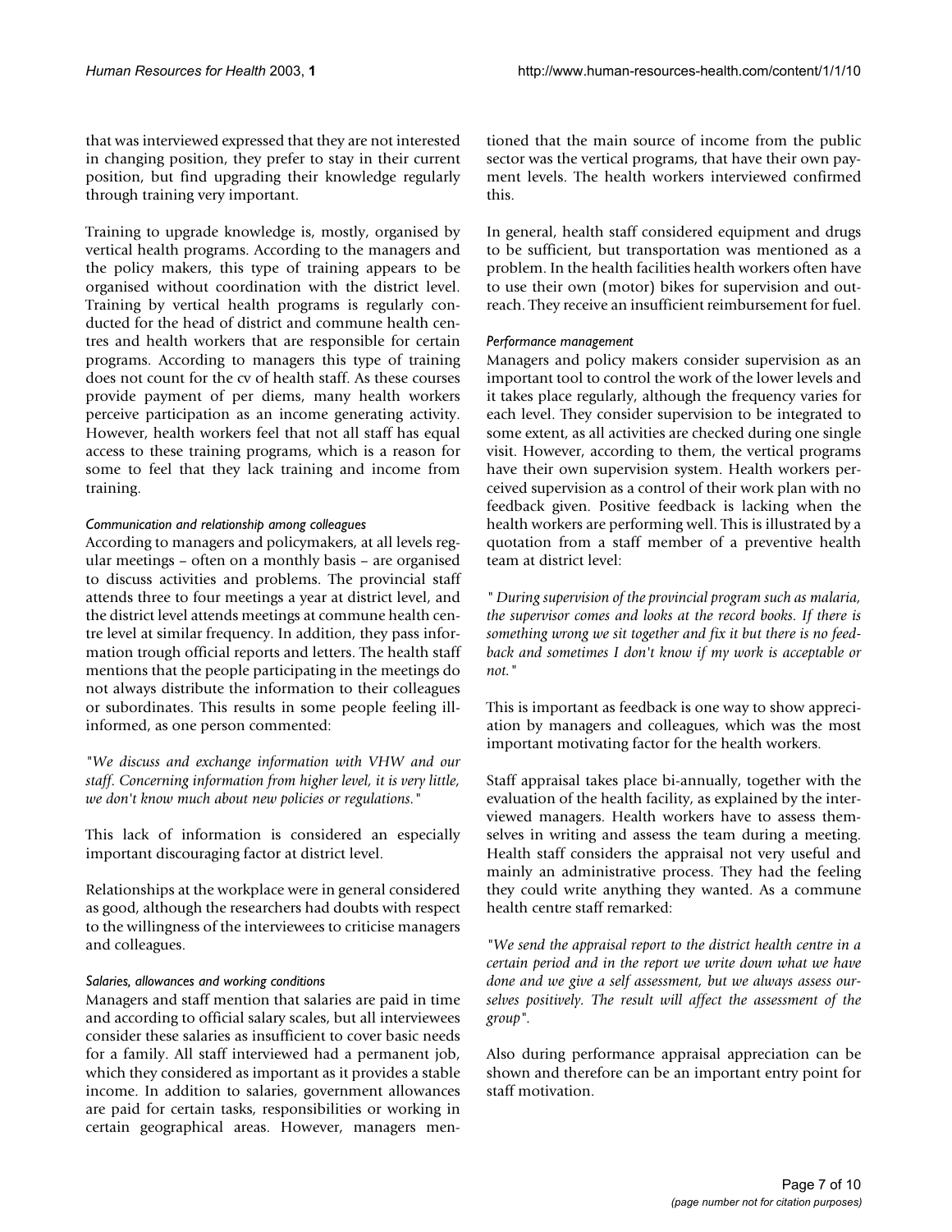that was interviewed expressed that they are not interested in changing position, they prefer to stay in their current position, but find upgrading their knowledge regularly through training very important.

Training to upgrade knowledge is, mostly, organised by vertical health programs. According to the managers and the policy makers, this type of training appears to be organised without coordination with the district level. Training by vertical health programs is regularly conducted for the head of district and commune health centres and health workers that are responsible for certain programs. According to managers this type of training does not count for the cv of health staff. As these courses provide payment of per diems, many health workers perceive participation as an income generating activity. However, health workers feel that not all staff has equal access to these training programs, which is a reason for some to feel that they lack training and income from training.

#### *Communication and relationship among colleagues*

According to managers and policymakers, at all levels regular meetings – often on a monthly basis – are organised to discuss activities and problems. The provincial staff attends three to four meetings a year at district level, and the district level attends meetings at commune health centre level at similar frequency. In addition, they pass information trough official reports and letters. The health staff mentions that the people participating in the meetings do not always distribute the information to their colleagues or subordinates. This results in some people feeling ill-informed, as one person commented:

*"We discuss and exchange information with VHW and our staff. Concerning information from higher level, it is very little, we don't know much about new policies or regulations."*

This lack of information is considered an especially important discouraging factor at district level.

Relationships at the workplace were in general considered as good, although the researchers had doubts with respect to the willingness of the interviewees to criticise managers and colleagues.

#### *Salaries, allowances and working conditions*

Managers and staff mention that salaries are paid in time and according to official salary scales, but all interviewees consider these salaries as insufficient to cover basic needs for a family. All staff interviewed had a permanent job, which they considered as important as it provides a stable income. In addition to salaries, government allowances are paid for certain tasks, responsibilities or working in certain geographical areas. However, managers mentioned that the main source of income from the public sector was the vertical programs, that have their own payment levels. The health workers interviewed confirmed this.

In general, health staff considered equipment and drugs to be sufficient, but transportation was mentioned as a problem. In the health facilities health workers often have to use their own (motor) bikes for supervision and outreach. They receive an insufficient reimbursement for fuel.

#### *Performance management*

Managers and policy makers consider supervision as an important tool to control the work of the lower levels and it takes place regularly, although the frequency varies for each level. They consider supervision to be integrated to some extent, as all activities are checked during one single visit. However, according to them, the vertical programs have their own supervision system. Health workers perceived supervision as a control of their work plan with no feedback given. Positive feedback is lacking when the health workers are performing well. This is illustrated by a quotation from a staff member of a preventive health team at district level:

*" During supervision of the provincial program such as malaria, the supervisor comes and looks at the record books. If there is something wrong we sit together and fix it but there is no feedback and sometimes I don't know if my work is acceptable or not."*

This is important as feedback is one way to show appreciation by managers and colleagues, which was the most important motivating factor for the health workers.

Staff appraisal takes place bi-annually, together with the evaluation of the health facility, as explained by the interviewed managers. Health workers have to assess themselves in writing and assess the team during a meeting. Health staff considers the appraisal not very useful and mainly an administrative process. They had the feeling they could write anything they wanted. As a commune health centre staff remarked:

*"We send the appraisal report to the district health centre in a certain period and in the report we write down what we have done and we give a self assessment, but we always assess ourselves positively. The result will affect the assessment of the group".*

Also during performance appraisal appreciation can be shown and therefore can be an important entry point for staff motivation.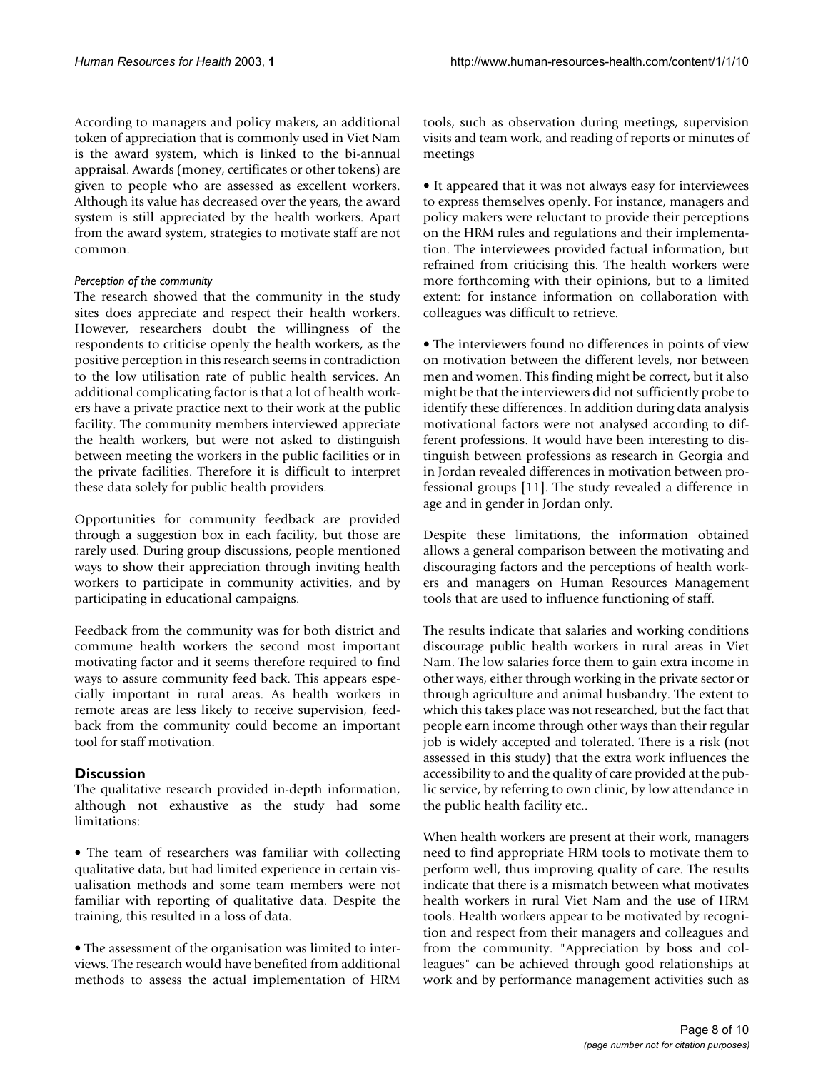According to managers and policy makers, an additional token of appreciation that is commonly used in Viet Nam is the award system, which is linked to the bi-annual appraisal. Awards (money, certificates or other tokens) are given to people who are assessed as excellent workers. Although its value has decreased over the years, the award system is still appreciated by the health workers. Apart from the award system, strategies to motivate staff are not common.

#### *Perception of the community*

The research showed that the community in the study sites does appreciate and respect their health workers. However, researchers doubt the willingness of the respondents to criticise openly the health workers, as the positive perception in this research seems in contradiction to the low utilisation rate of public health services. An additional complicating factor is that a lot of health workers have a private practice next to their work at the public facility. The community members interviewed appreciate the health workers, but were not asked to distinguish between meeting the workers in the public facilities or in the private facilities. Therefore it is difficult to interpret these data solely for public health providers.

Opportunities for community feedback are provided through a suggestion box in each facility, but those are rarely used. During group discussions, people mentioned ways to show their appreciation through inviting health workers to participate in community activities, and by participating in educational campaigns.

Feedback from the community was for both district and commune health workers the second most important motivating factor and it seems therefore required to find ways to assure community feed back. This appears especially important in rural areas. As health workers in remote areas are less likely to receive supervision, feedback from the community could become an important tool for staff motivation.

## Discussion

The qualitative research provided in-depth information, although not exhaustive as the study had some limitations:

• The team of researchers was familiar with collecting qualitative data, but had limited experience in certain visualisation methods and some team members were not familiar with reporting of qualitative data. Despite the training, this resulted in a loss of data.

• The assessment of the organisation was limited to interviews. The research would have benefited from additional methods to assess the actual implementation of HRM tools, such as observation during meetings, supervision visits and team work, and reading of reports or minutes of meetings

• It appeared that it was not always easy for interviewees to express themselves openly. For instance, managers and policy makers were reluctant to provide their perceptions on the HRM rules and regulations and their implementation. The interviewees provided factual information, but refrained from criticising this. The health workers were more forthcoming with their opinions, but to a limited extent: for instance information on collaboration with colleagues was difficult to retrieve.

• The interviewers found no differences in points of view on motivation between the different levels, nor between men and women. This finding might be correct, but it also might be that the interviewers did not sufficiently probe to identify these differences. In addition during data analysis motivational factors were not analysed according to different professions. It would have been interesting to distinguish between professions as research in Georgia and in Jordan revealed differences in motivation between professional groups [11]. The study revealed a difference in age and in gender in Jordan only.

Despite these limitations, the information obtained allows a general comparison between the motivating and discouraging factors and the perceptions of health workers and managers on Human Resources Management tools that are used to influence functioning of staff.

The results indicate that salaries and working conditions discourage public health workers in rural areas in Viet Nam. The low salaries force them to gain extra income in other ways, either through working in the private sector or through agriculture and animal husbandry. The extent to which this takes place was not researched, but the fact that people earn income through other ways than their regular job is widely accepted and tolerated. There is a risk (not assessed in this study) that the extra work influences the accessibility to and the quality of care provided at the public service, by referring to own clinic, by low attendance in the public health facility etc..

When health workers are present at their work, managers need to find appropriate HRM tools to motivate them to perform well, thus improving quality of care. The results indicate that there is a mismatch between what motivates health workers in rural Viet Nam and the use of HRM tools. Health workers appear to be motivated by recognition and respect from their managers and colleagues and from the community. "Appreciation by boss and colleagues" can be achieved through good relationships at work and by performance management activities such as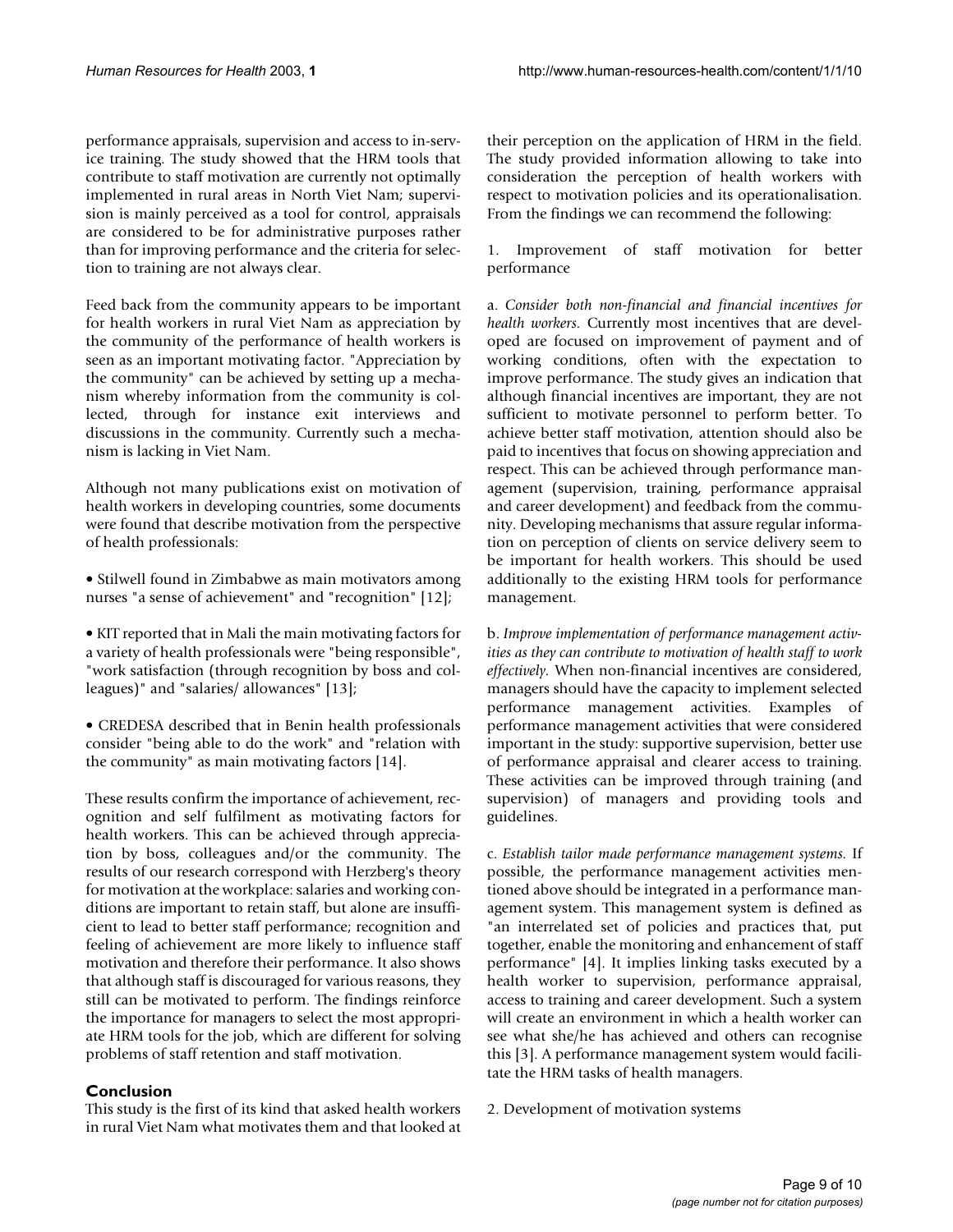performance appraisals, supervision and access to in-service training. The study showed that the HRM tools that contribute to staff motivation are currently not optimally implemented in rural areas in North Viet Nam; supervision is mainly perceived as a tool for control, appraisals are considered to be for administrative purposes rather than for improving performance and the criteria for selection to training are not always clear.

Feed back from the community appears to be important for health workers in rural Viet Nam as appreciation by the community of the performance of health workers is seen as an important motivating factor. "Appreciation by the community" can be achieved by setting up a mechanism whereby information from the community is collected, through for instance exit interviews and discussions in the community. Currently such a mechanism is lacking in Viet Nam.

Although not many publications exist on motivation of health workers in developing countries, some documents were found that describe motivation from the perspective of health professionals:

- Stilwell found in Zimbabwe as main motivators among nurses "a sense of achievement" and "recognition" [12];
- KIT reported that in Mali the main motivating factors for a variety of health professionals were "being responsible", "work satisfaction (through recognition by boss and colleagues)" and "salaries/ allowances" [13];
- CREDESA described that in Benin health professionals consider "being able to do the work" and "relation with the community" as main motivating factors [14].

These results confirm the importance of achievement, recognition and self fulfilment as motivating factors for health workers. This can be achieved through appreciation by boss, colleagues and/or the community. The results of our research correspond with Herzberg's theory for motivation at the workplace: salaries and working conditions are important to retain staff, but alone are insufficient to lead to better staff performance; recognition and feeling of achievement are more likely to influence staff motivation and therefore their performance. It also shows that although staff is discouraged for various reasons, they still can be motivated to perform. The findings reinforce the importance for managers to select the most appropriate HRM tools for the job, which are different for solving problems of staff retention and staff motivation.

## Conclusion

This study is the first of its kind that asked health workers in rural Viet Nam what motivates them and that looked at their perception on the application of HRM in the field. The study provided information allowing to take into consideration the perception of health workers with respect to motivation policies and its operationalisation. From the findings we can recommend the following:

1. Improvement of staff motivation for better performance

a. *Consider both non-financial and financial incentives for health workers.* Currently most incentives that are developed are focused on improvement of payment and of working conditions, often with the expectation to improve performance. The study gives an indication that although financial incentives are important, they are not sufficient to motivate personnel to perform better. To achieve better staff motivation, attention should also be paid to incentives that focus on showing appreciation and respect. This can be achieved through performance management (supervision, training, performance appraisal and career development) and feedback from the community. Developing mechanisms that assure regular information on perception of clients on service delivery seem to be important for health workers. This should be used additionally to the existing HRM tools for performance management.

b. *Improve implementation of performance management activities as they can contribute to motivation of health staff to work effectively.* When non-financial incentives are considered, managers should have the capacity to implement selected performance management activities. Examples of performance management activities that were considered important in the study: supportive supervision, better use of performance appraisal and clearer access to training. These activities can be improved through training (and supervision) of managers and providing tools and guidelines.

c. *Establish tailor made performance management systems.* If possible, the performance management activities mentioned above should be integrated in a performance management system. This management system is defined as "an interrelated set of policies and practices that, put together, enable the monitoring and enhancement of staff performance" [4]. It implies linking tasks executed by a health worker to supervision, performance appraisal, access to training and career development. Such a system will create an environment in which a health worker can see what she/he has achieved and others can recognise this [3]. A performance management system would facilitate the HRM tasks of health managers.

2. Development of motivation systems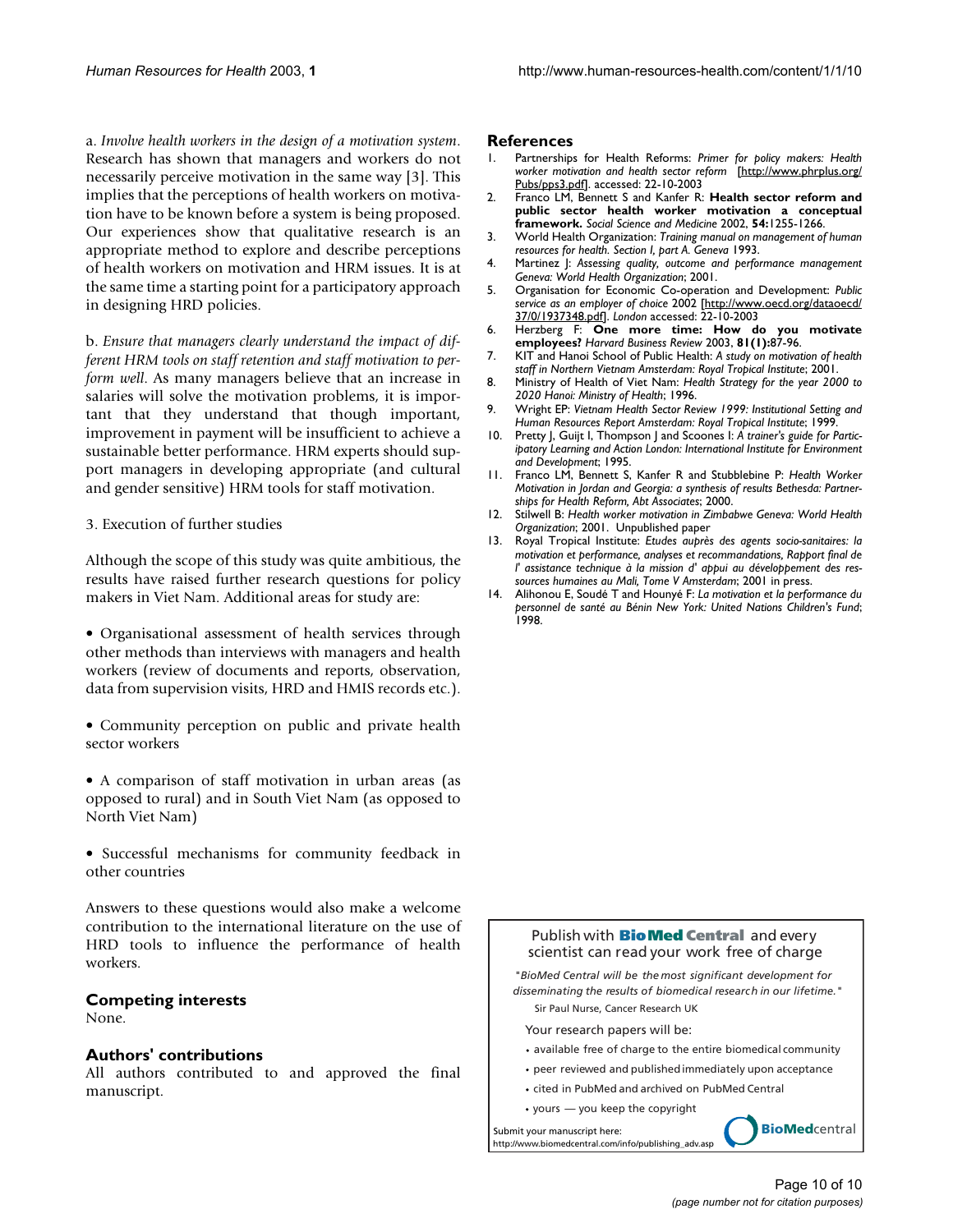a. *Involve health workers in the design of a motivation system*. Research has shown that managers and workers do not necessarily perceive motivation in the same way [3]. This implies that the perceptions of health workers on motivation have to be known before a system is being proposed. Our experiences show that qualitative research is an appropriate method to explore and describe perceptions of health workers on motivation and HRM issues. It is at the same time a starting point for a participatory approach in designing HRD policies.

b. *Ensure that managers clearly understand the impact of different HRM tools on staff retention and staff motivation to perform well*. As many managers believe that an increase in salaries will solve the motivation problems, it is important that they understand that though important, improvement in payment will be insufficient to achieve a sustainable better performance. HRM experts should support managers in developing appropriate (and cultural and gender sensitive) HRM tools for staff motivation.

3. Execution of further studies

Although the scope of this study was quite ambitious, the results have raised further research questions for policy makers in Viet Nam. Additional areas for study are:

• Organisational assessment of health services through other methods than interviews with managers and health workers (review of documents and reports, observation, data from supervision visits, HRD and HMIS records etc.).

• Community perception on public and private health sector workers

• A comparison of staff motivation in urban areas (as opposed to rural) and in South Viet Nam (as opposed to North Viet Nam)

• Successful mechanisms for community feedback in other countries

Answers to these questions would also make a welcome contribution to the international literature on the use of HRD tools to influence the performance of health workers.

## Competing interests

None.

## Authors' contributions

All authors contributed to and approved the final manuscript.

## References

1. Partnerships for Health Reforms: *Primer for policy makers: Health worker motivation and health sector reform* [http://www.phrplus.org/Pubs/pps3.pdf]. accessed: 22-10-2003
2. Franco LM, Bennett S and Kanfer R: **Health sector reform and public sector health worker motivation a conceptual framework.** *Social Science and Medicine* 2002, **54:**1255-1266.
3. World Health Organization: *Training manual on management of human resources for health. Section I, part A. Geneva* 1993.
4. Martinez J: *Assessing quality, outcome and performance management Geneva: World Health Organization*; 2001.
5. Organisation for Economic Co-operation and Development: *Public service as an employer of choice* 2002 [http://www.oecd.org/dataoecd/37/0/1937348.pdf]. *London* accessed: 22-10-2003
6. Herzberg F: **One more time: How do you motivate employees?** *Harvard Business Review* 2003, **81(1):**87-96.
7. KIT and Hanoi School of Public Health: *A study on motivation of health staff in Northern Vietnam Amsterdam: Royal Tropical Institute*; 2001.
8. Ministry of Health of Viet Nam: *Health Strategy for the year 2000 to 2020 Hanoi: Ministry of Health*; 1996.
9. Wright EP: *Vietnam Health Sector Review 1999: Institutional Setting and Human Resources Report Amsterdam: Royal Tropical Institute*; 1999.
10. Pretty J, Guijt I, Thompson J and Scoones I: *A trainer's guide for Participatory Learning and Action London: International Institute for Environment and Development*; 1995.
11. Franco LM, Bennett S, Kanfer R and Stubblebine P: *Health Worker Motivation in Jordan and Georgia: a synthesis of results Bethesda: Partnerships for Health Reform, Abt Associates*; 2000.
12. Stilwell B: *Health worker motivation in Zimbabwe Geneva: World Health Organization*; 2001. Unpublished paper
13. Royal Tropical Institute: *Etudes auprès des agents socio-sanitaires: la motivation et performance, analyses et recommandations, Rapport final de l' assistance technique à la mission d' appui au développement des ressources humaines au Mali, Tome V Amsterdam*; 2001 in press.
14. Alihonou E, Soudé T and Hounyé F: *La motivation et la performance du personnel de santé au Bénin New York: United Nations Children's Fund*; 1998.

Publish with **BioMed Central** and every scientist can read your work free of charge

*"BioMed Central will be the most significant development for disseminating the results of biomedical research in our lifetime."*
Sir Paul Nurse, Cancer Research UK

Your research papers will be:

- available free of charge to the entire biomedical community
- peer reviewed and published immediately upon acceptance
- cited in PubMed and archived on PubMed Central
- yours — you keep the copyright

Submit your manuscript here:
http://www.biomedcentral.com/info/publishing_adv.asp

**BioMed**central